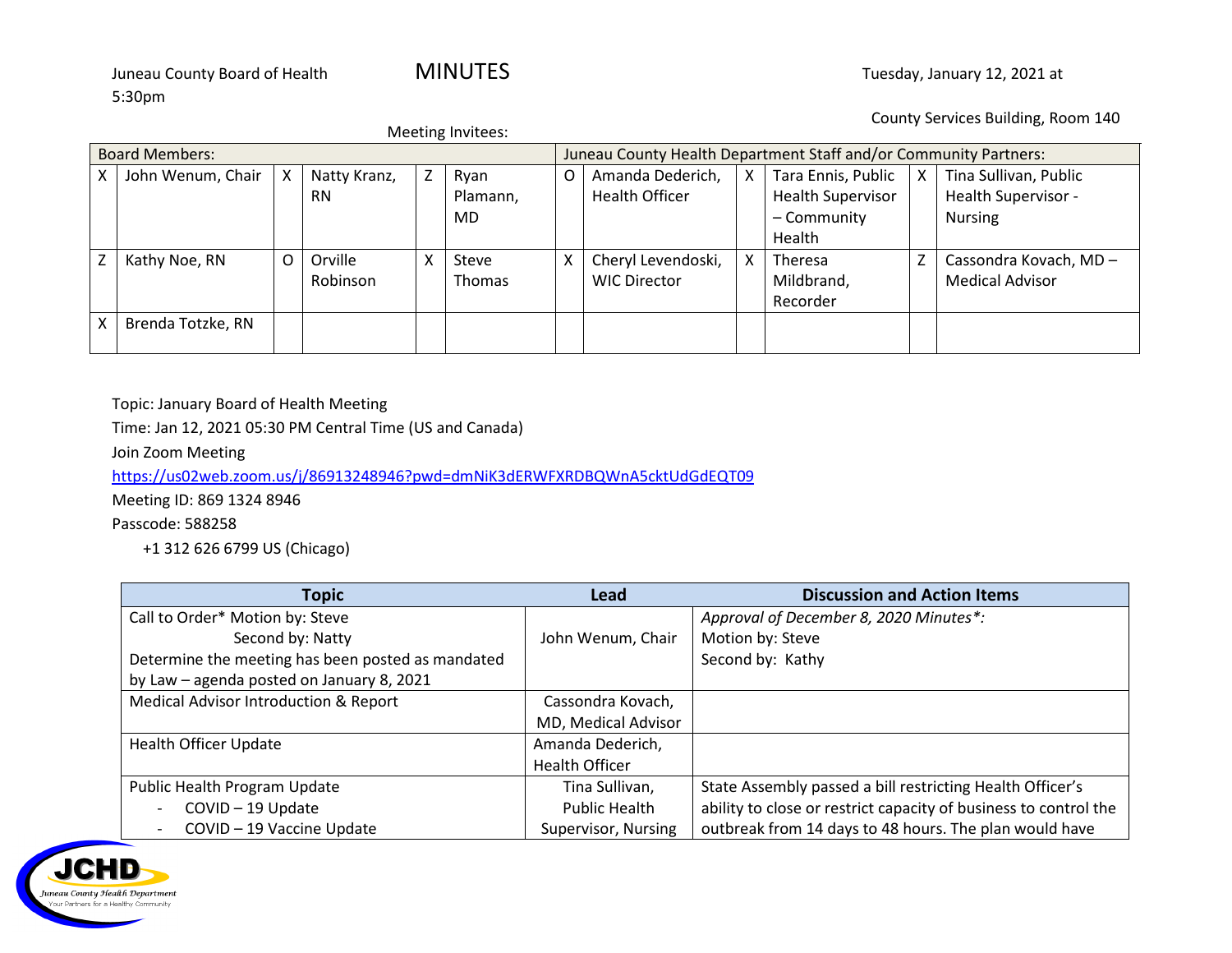Juneau County Board of Health **MINUTES** Tuesday, January 12, 2021 at 5:30pm

County Services Building, Room 140

Meeting Invitees:

| Board Members: | | | | | | Juneau County Health Department Staff and/or Community Partners: | | | | | |
|---|---|---|---|---|---|---|---|---|---|---|---|
| X | John Wenum, Chair | X | Natty Kranz, RN | Z | Ryan Plamann, MD | O | Amanda Dederich, Health Officer | X | Tara Ennis, Public Health Supervisor – Community Health | X | Tina Sullivan, Public Health Supervisor - Nursing |
| Z | Kathy Noe, RN | O | Orville Robinson | X | Steve Thomas | X | Cheryl Levendoski, WIC Director | X | Theresa Mildbrand, Recorder | Z | Cassondra Kovach, MD – Medical Advisor |
| X | Brenda Totzke, RN | | | | | | | | | | |

Topic: January Board of Health Meeting

Time: Jan 12, 2021 05:30 PM Central Time (US and Canada)

Join Zoom Meeting

https://us02web.zoom.us/j/86913248946?pwd=dmNiK3dERWFXRDBQWnA5cktUdGdEQT09

Meeting ID: 869 1324 8946

Passcode: 588258

+1 312 626 6799 US (Chicago)

| Topic | Lead | Discussion and Action Items |
|---|---|---|
| Call to Order* Motion by: Steve<br>Second by: Natty<br>Determine the meeting has been posted as mandated by Law – agenda posted on January 8, 2021 | John Wenum, Chair | *Approval of December 8, 2020 Minutes*:*<br>Motion by: Steve<br>Second by: Kathy |
| Medical Advisor Introduction & Report | Cassondra Kovach, MD, Medical Advisor | |
| Health Officer Update | Amanda Dederich, Health Officer | |
| Public Health Program Update<br>- COVID – 19 Update<br>- COVID – 19 Vaccine Update | Tina Sullivan, Public Health Supervisor, Nursing | State Assembly passed a bill restricting Health Officer's ability to close or restrict capacity of business to control the outbreak from 14 days to 48 hours. The plan would have |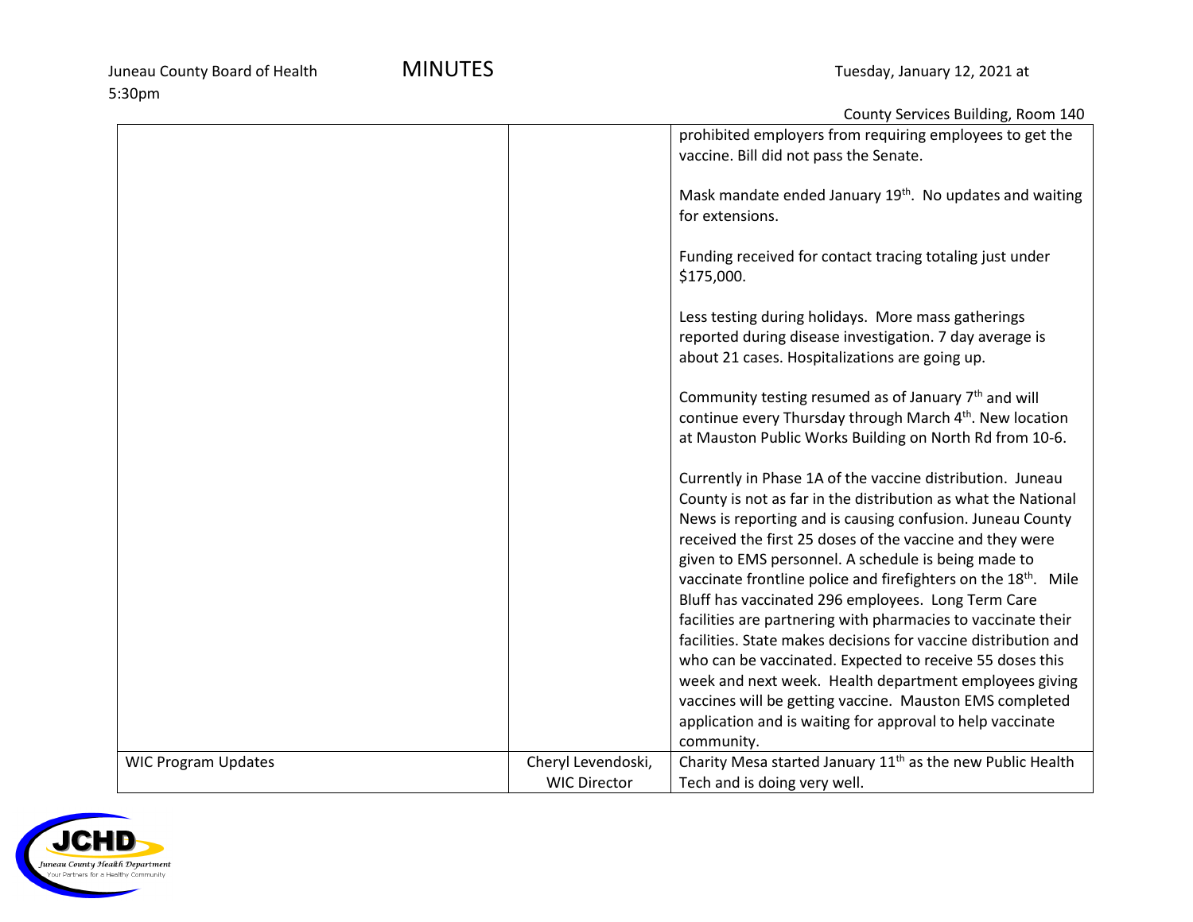| | | |
|---|---|---|
| | | prohibited employers from requiring employees to get the vaccine. Bill did not pass the Senate.<br><br>Mask mandate ended January 19th. No updates and waiting for extensions.<br><br>Funding received for contact tracing totaling just under $175,000.<br><br>Less testing during holidays. More mass gatherings reported during disease investigation. 7 day average is about 21 cases. Hospitalizations are going up.<br><br>Community testing resumed as of January 7th and will continue every Thursday through March 4th. New location at Mauston Public Works Building on North Rd from 10-6.<br><br>Currently in Phase 1A of the vaccine distribution. Juneau County is not as far in the distribution as what the National News is reporting and is causing confusion. Juneau County received the first 25 doses of the vaccine and they were given to EMS personnel. A schedule is being made to vaccinate frontline police and firefighters on the 18th. Mile Bluff has vaccinated 296 employees. Long Term Care facilities are partnering with pharmacies to vaccinate their facilities. State makes decisions for vaccine distribution and who can be vaccinated. Expected to receive 55 doses this week and next week. Health department employees giving vaccines will be getting vaccine. Mauston EMS completed application and is waiting for approval to help vaccinate community. |
| WIC Program Updates | Cheryl Levendoski, WIC Director | Charity Mesa started January 11th as the new Public Health Tech and is doing very well. |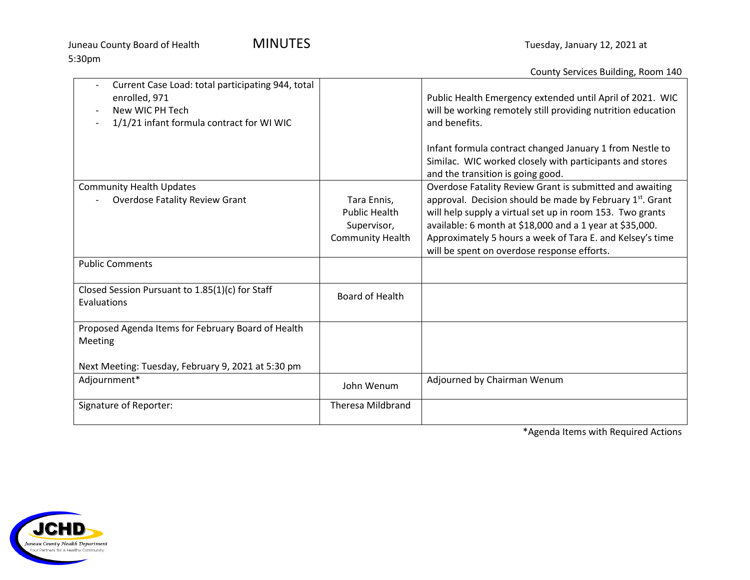Juneau County Board of Health **MINUTES** Tuesday, January 12, 2021 at 5:30pm

County Services Building, Room 140

| | | |
|---|---|---|
| - Current Case Load: total participating 944, total enrolled, 971<br>- New WIC PH Tech<br>- 1/1/21 infant formula contract for WI WIC | | Public Health Emergency extended until April of 2021. WIC will be working remotely still providing nutrition education and benefits.<br><br>Infant formula contract changed January 1 from Nestle to Similac. WIC worked closely with participants and stores and the transition is going good. |
| Community Health Updates<br>- Overdose Fatality Review Grant | Tara Ennis, Public Health Supervisor, Community Health | Overdose Fatality Review Grant is submitted and awaiting approval. Decision should be made by February 1st. Grant will help supply a virtual set up in room 153. Two grants available: 6 month at $18,000 and a 1 year at $35,000. Approximately 5 hours a week of Tara E. and Kelsey's time will be spent on overdose response efforts. |
| Public Comments | | |
| Closed Session Pursuant to 1.85(1)(c) for Staff Evaluations | Board of Health | |
| Proposed Agenda Items for February Board of Health Meeting<br><br>Next Meeting: Tuesday, February 9, 2021 at 5:30 pm | | |
| Adjournment* | John Wenum | Adjourned by Chairman Wenum |
| Signature of Reporter: | Theresa Mildbrand | |

*Agenda Items with Required Actions

JCHD
Juneau County Health Department
Your Partners for a Healthy Community